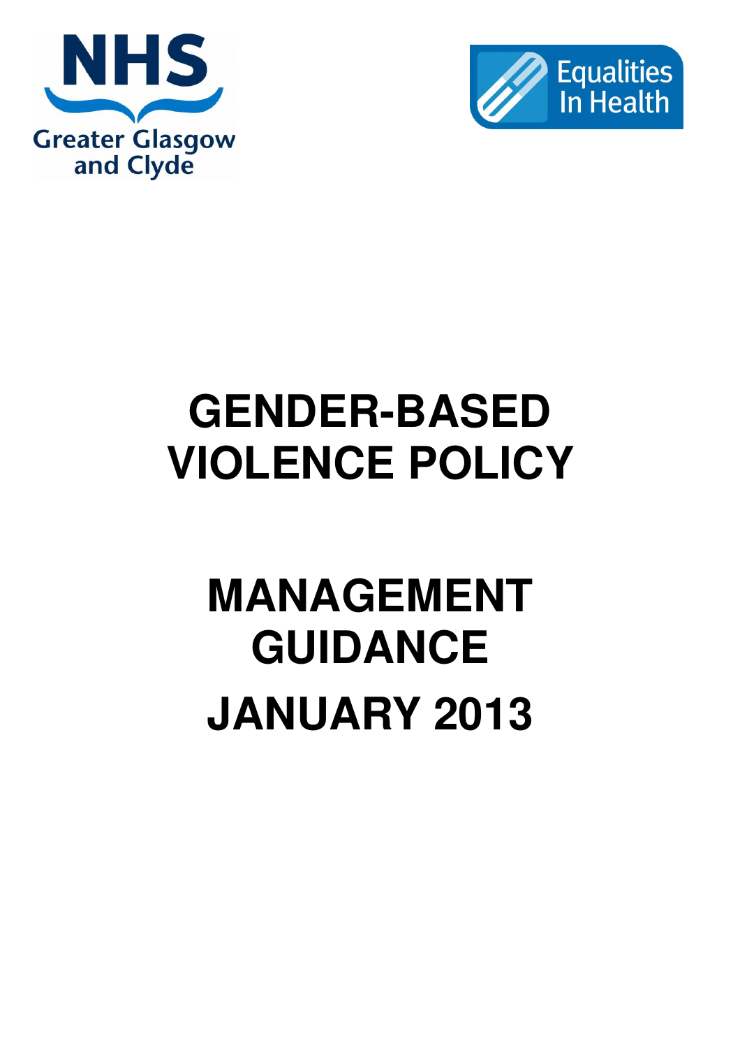NHS Greater Glasgow and Clyde

Equalities In Health

# GENDER-BASED VIOLENCE POLICY

# MANAGEMENT GUIDANCE

# JANUARY 2013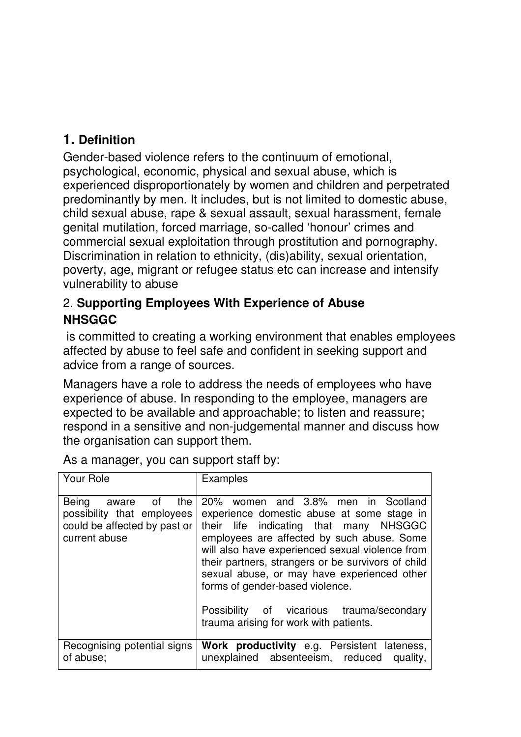## 1. Definition

Gender-based violence refers to the continuum of emotional, psychological, economic, physical and sexual abuse, which is experienced disproportionately by women and children and perpetrated predominantly by men. It includes, but is not limited to domestic abuse, child sexual abuse, rape & sexual assault, sexual harassment, female genital mutilation, forced marriage, so-called 'honour' crimes and commercial sexual exploitation through prostitution and pornography. Discrimination in relation to ethnicity, (dis)ability, sexual orientation, poverty, age, migrant or refugee status etc can increase and intensify vulnerability to abuse

## 2. Supporting Employees With Experience of Abuse

**NHSGGC**

is committed to creating a working environment that enables employees affected by abuse to feel safe and confident in seeking support and advice from a range of sources.

Managers have a role to address the needs of employees who have experience of abuse. In responding to the employee, managers are expected to be available and approachable; to listen and reassure; respond in a sensitive and non-judgemental manner and discuss how the organisation can support them.

As a manager, you can support staff by:

| Your Role | Examples |
|---|---|
| Being aware of the possibility that employees could be affected by past or current abuse | 20% women and 3.8% men in Scotland experience domestic abuse at some stage in their life indicating that many NHSGGC employees are affected by such abuse. Some will also have experienced sexual violence from their partners, strangers or be survivors of child sexual abuse, or may have experienced other forms of gender-based violence.<br><br>Possibility of vicarious trauma/secondary trauma arising for work with patients. |
| Recognising potential signs of abuse; | **Work productivity** e.g. Persistent lateness, unexplained absenteeism, reduced quality, |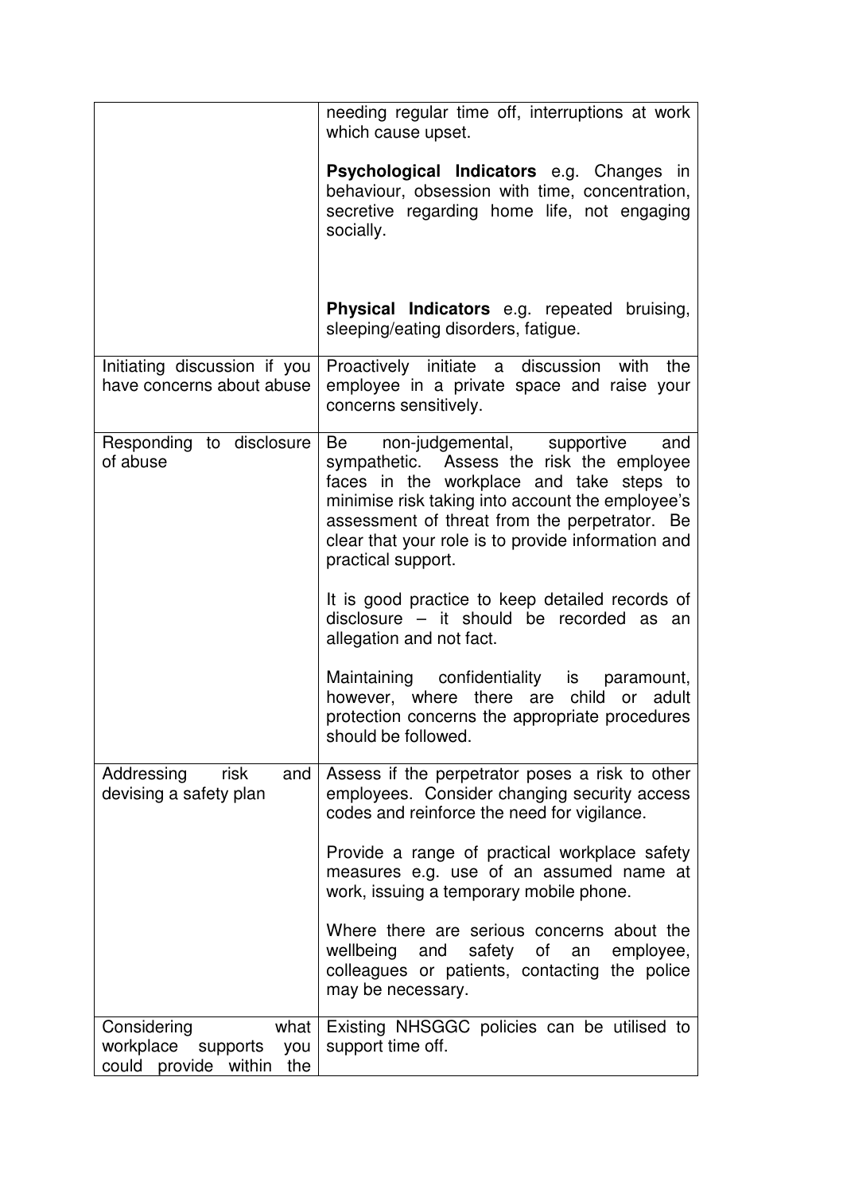| | |
|---|---|
| | needing regular time off, interruptions at work which cause upset.<br><br>**Psychological Indicators** e.g. Changes in behaviour, obsession with time, concentration, secretive regarding home life, not engaging socially.<br><br>**Physical Indicators** e.g. repeated bruising, sleeping/eating disorders, fatigue. |
| Initiating discussion if you have concerns about abuse | Proactively initiate a discussion with the employee in a private space and raise your concerns sensitively. |
| Responding to disclosure of abuse | Be non-judgemental, supportive and sympathetic. Assess the risk the employee faces in the workplace and take steps to minimise risk taking into account the employee's assessment of threat from the perpetrator. Be clear that your role is to provide information and practical support.<br><br>It is good practice to keep detailed records of disclosure – it should be recorded as an allegation and not fact.<br><br>Maintaining confidentiality is paramount, however, where there are child or adult protection concerns the appropriate procedures should be followed. |
| Addressing risk and devising a safety plan | Assess if the perpetrator poses a risk to other employees. Consider changing security access codes and reinforce the need for vigilance.<br><br>Provide a range of practical workplace safety measures e.g. use of an assumed name at work, issuing a temporary mobile phone.<br><br>Where there are serious concerns about the wellbeing and safety of an employee, colleagues or patients, contacting the police may be necessary. |
| Considering what workplace supports you could provide within the | Existing NHSGGC policies can be utilised to support time off. |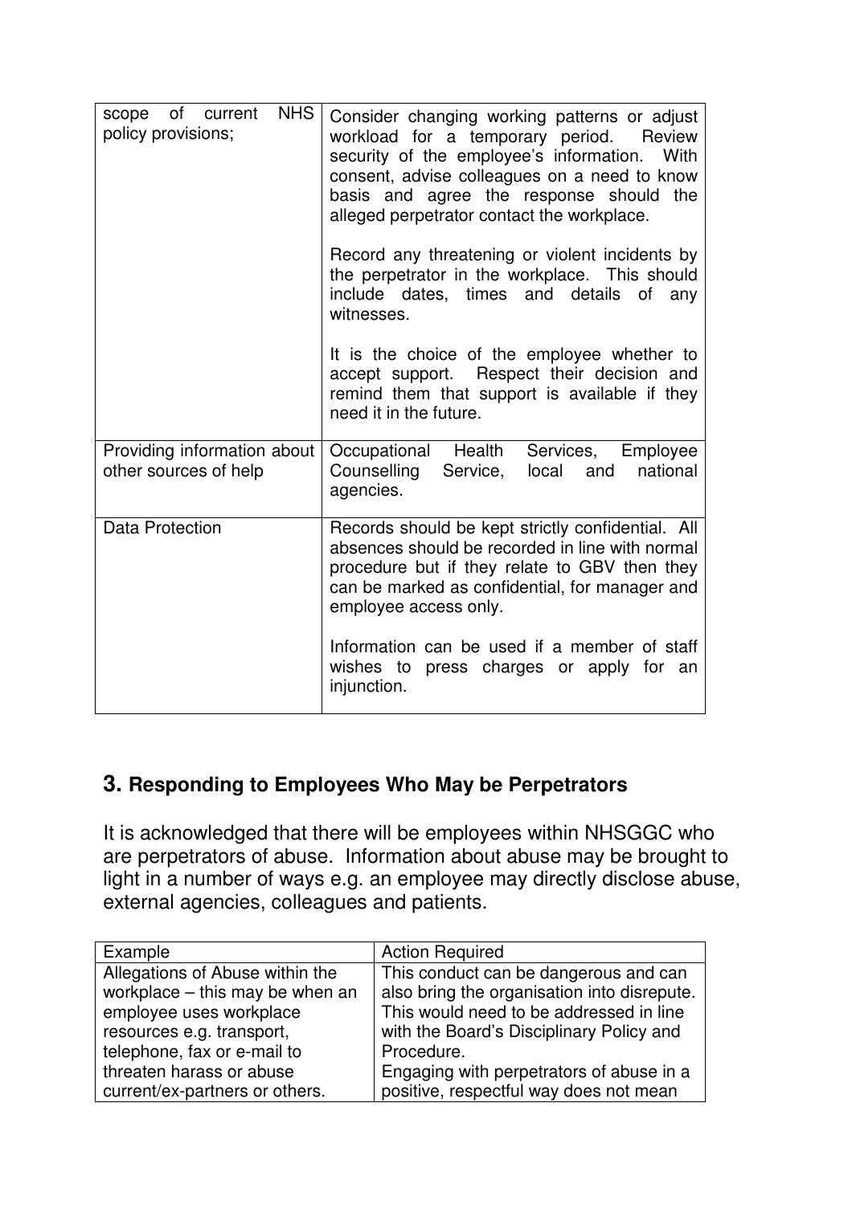| | |
|---|---|
| scope of current NHS policy provisions; | Consider changing working patterns or adjust workload for a temporary period. Review security of the employee's information. With consent, advise colleagues on a need to know basis and agree the response should the alleged perpetrator contact the workplace.<br><br>Record any threatening or violent incidents by the perpetrator in the workplace. This should include dates, times and details of any witnesses.<br><br>It is the choice of the employee whether to accept support. Respect their decision and remind them that support is available if they need it in the future. |
| Providing information about other sources of help | Occupational Health Services, Employee Counselling Service, local and national agencies. |
| Data Protection | Records should be kept strictly confidential. All absences should be recorded in line with normal procedure but if they relate to GBV then they can be marked as confidential, for manager and employee access only.<br><br>Information can be used if a member of staff wishes to press charges or apply for an injunction. |

## 3. Responding to Employees Who May be Perpetrators

It is acknowledged that there will be employees within NHSGGC who are perpetrators of abuse. Information about abuse may be brought to light in a number of ways e.g. an employee may directly disclose abuse, external agencies, colleagues and patients.

| Example | Action Required |
|---|---|
| Allegations of Abuse within the workplace – this may be when an employee uses workplace resources e.g. transport, telephone, fax or e-mail to threaten harass or abuse current/ex-partners or others. | This conduct can be dangerous and can also bring the organisation into disrepute. This would need to be addressed in line with the Board's Disciplinary Policy and Procedure.<br>Engaging with perpetrators of abuse in a positive, respectful way does not mean |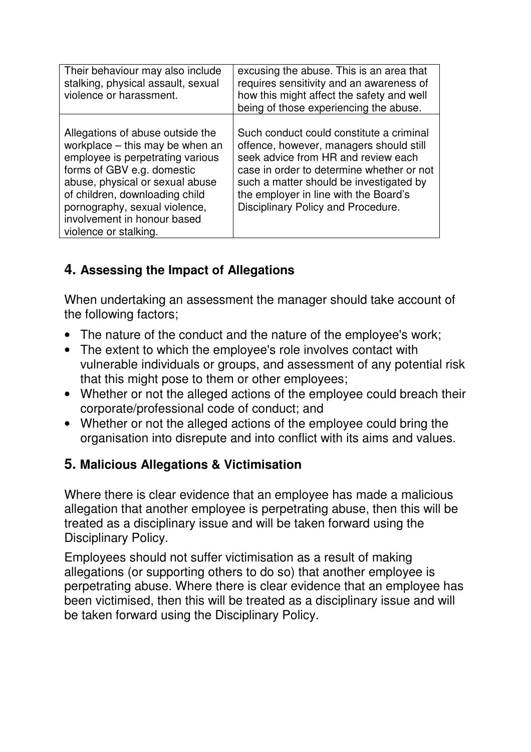| | |
|---|---|
| Their behaviour may also include stalking, physical assault, sexual violence or harassment. | excusing the abuse. This is an area that requires sensitivity and an awareness of how this might affect the safety and well being of those experiencing the abuse. |
| Allegations of abuse outside the workplace – this may be when an employee is perpetrating various forms of GBV e.g. domestic abuse, physical or sexual abuse of children, downloading child pornography, sexual violence, involvement in honour based violence or stalking. | Such conduct could constitute a criminal offence, however, managers should still seek advice from HR and review each case in order to determine whether or not such a matter should be investigated by the employer in line with the Board's Disciplinary Policy and Procedure. |

## 4. Assessing the Impact of Allegations

When undertaking an assessment the manager should take account of the following factors;

- The nature of the conduct and the nature of the employee's work;
- The extent to which the employee's role involves contact with vulnerable individuals or groups, and assessment of any potential risk that this might pose to them or other employees;
- Whether or not the alleged actions of the employee could breach their corporate/professional code of conduct; and
- Whether or not the alleged actions of the employee could bring the organisation into disrepute and into conflict with its aims and values.

## 5. Malicious Allegations & Victimisation

Where there is clear evidence that an employee has made a malicious allegation that another employee is perpetrating abuse, then this will be treated as a disciplinary issue and will be taken forward using the Disciplinary Policy.

Employees should not suffer victimisation as a result of making allegations (or supporting others to do so) that another employee is perpetrating abuse. Where there is clear evidence that an employee has been victimised, then this will be treated as a disciplinary issue and will be taken forward using the Disciplinary Policy.